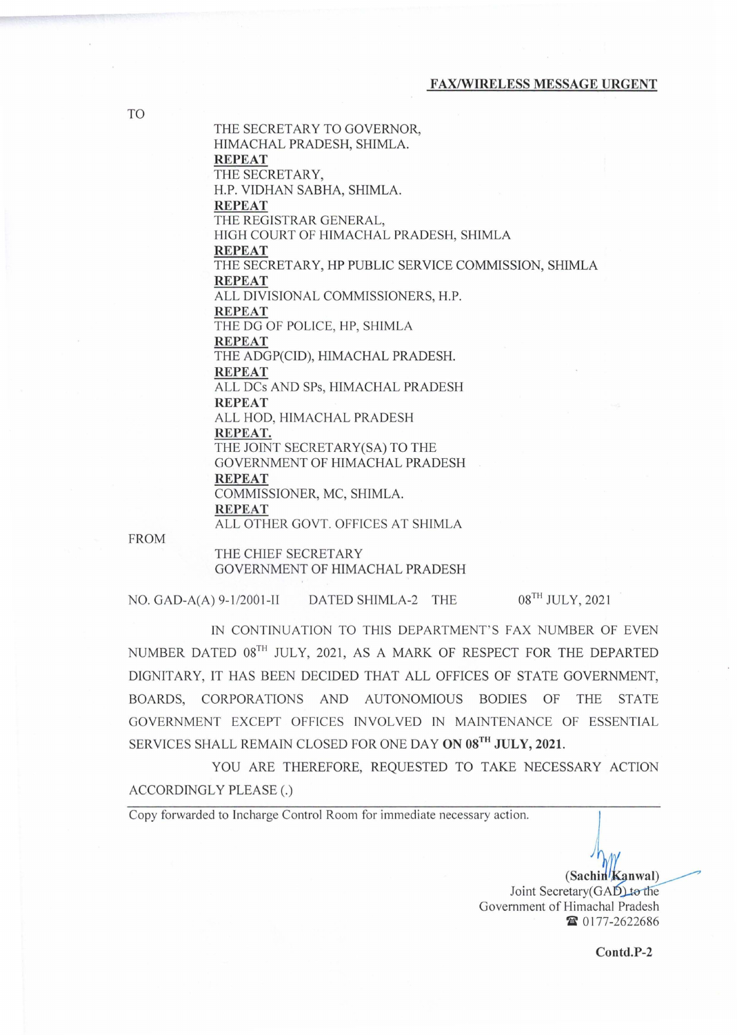**FAX/WIRELESS MESSAGE URGENT**

TO

THE SECRETARY TO GOVERNOR,
HIMACHAL PRADESH, SHIMLA.
**REPEAT**
THE SECRETARY,
H.P. VIDHAN SABHA, SHIMLA.
**REPEAT**
THE REGISTRAR GENERAL,
HIGH COURT OF HIMACHAL PRADESH, SHIMLA
**REPEAT**
THE SECRETARY, HP PUBLIC SERVICE COMMISSION, SHIMLA
**REPEAT**
ALL DIVISIONAL COMMISSIONERS, H.P.
**REPEAT**
THE DG OF POLICE, HP, SHIMLA
**REPEAT**
THE ADGP(CID), HIMACHAL PRADESH.
**REPEAT**
ALL DCs AND SPs, HIMACHAL PRADESH
**REPEAT**
ALL HOD, HIMACHAL PRADESH
**REPEAT.**
THE JOINT SECRETARY(SA) TO THE
GOVERNMENT OF HIMACHAL PRADESH
**REPEAT**
COMMISSIONER, MC, SHIMLA.
**REPEAT**
ALL OTHER GOVT. OFFICES AT SHIMLA

FROM

THE CHIEF SECRETARY
GOVERNMENT OF HIMACHAL PRADESH

NO. GAD-A(A) 9-1/2001-II DATED SHIMLA-2 THE 08TH JULY, 2021

IN CONTINUATION TO THIS DEPARTMENT'S FAX NUMBER OF EVEN NUMBER DATED 08TH JULY, 2021, AS A MARK OF RESPECT FOR THE DEPARTED DIGNITARY, IT HAS BEEN DECIDED THAT ALL OFFICES OF STATE GOVERNMENT, BOARDS, CORPORATIONS AND AUTONOMIOUS BODIES OF THE STATE GOVERNMENT EXCEPT OFFICES INVOLVED IN MAINTENANCE OF ESSENTIAL SERVICES SHALL REMAIN CLOSED FOR ONE DAY **ON 08TH JULY, 2021.**

YOU ARE THEREFORE, REQUESTED TO TAKE NECESSARY ACTION ACCORDINGLY PLEASE (.)

Copy forwarded to Incharge Control Room for immediate necessary action.

**(Sachin Kanwal)**
Joint Secretary(GAD) to the
Government of Himachal Pradesh
☎ 0177-2622686

**Contd.P-2**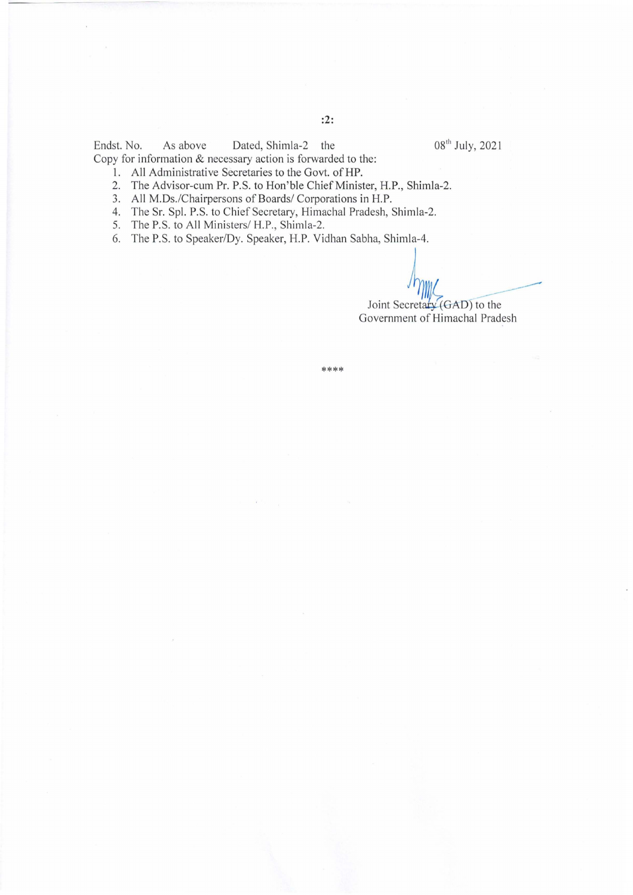Endst. No. As above Dated, Shimla-2 the 08th July, 2021

Copy for information & necessary action is forwarded to the:

1. All Administrative Secretaries to the Govt. of HP.
2. The Advisor-cum Pr. P.S. to Hon'ble Chief Minister, H.P., Shimla-2.
3. All M.Ds./Chairpersons of Boards/ Corporations in H.P.
4. The Sr. Spl. P.S. to Chief Secretary, Himachal Pradesh, Shimla-2.
5. The P.S. to All Ministers/ H.P., Shimla-2.
6. The P.S. to Speaker/Dy. Speaker, H.P. Vidhan Sabha, Shimla-4.

Joint Secretary (GAD) to the
Government of Himachal Pradesh

****